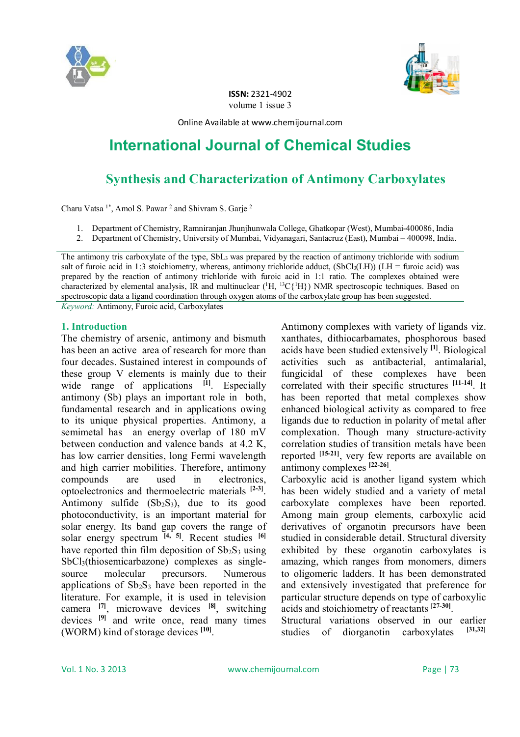ISSN: 2321-4902
volume 1 issue 3

Online Available at www.chemijournal.com

# International Journal of Chemical Studies

## Synthesis and Characterization of Antimony Carboxylates

Charu Vatsa [1*], Amol S. Pawar [2] and Shivram S. Garje [2]

1. Department of Chemistry, Ramniranjan Jhunjhunwala College, Ghatkopar (West), Mumbai-400086, India
2. Department of Chemistry, University of Mumbai, Vidyanagari, Santacruz (East), Mumbai – 400098, India.

The antimony tris carboxylate of the type, $SbL_3$ was prepared by the reaction of antimony trichloride with sodium salt of furoic acid in 1:3 stoichiometry, whereas, antimony trichloride adduct, ($SbCl_3$(LH)) (LH = furoic acid) was prepared by the reaction of antimony trichloride with furoic acid in 1:1 ratio. The complexes obtained were characterized by elemental analysis, IR and multinuclear ($^{1}H$, $^{13}C\{^{1}H\}$) NMR spectroscopic techniques. Based on spectroscopic data a ligand coordination through oxygen atoms of the carboxylate group has been suggested.

*Keyword:* Antimony, Furoic acid, Carboxylates

### 1. Introduction

The chemistry of arsenic, antimony and bismuth has been an active area of research for more than four decades. Sustained interest in compounds of these group V elements is mainly due to their wide range of applications [1]. Especially antimony (Sb) plays an important role in both, fundamental research and in applications owing to its unique physical properties. Antimony, a semimetal has an energy overlap of 180 mV between conduction and valence bands at 4.2 K, has low carrier densities, long Fermi wavelength and high carrier mobilities. Therefore, antimony compounds are used in electronics, optoelectronics and thermoelectric materials [2-3]. Antimony sulfide ($Sb_2S_3$), due to its good photoconductivity, is an important material for solar energy. Its band gap covers the range of solar energy spectrum [4, 5]. Recent studies [6] have reported thin film deposition of $Sb_2S_3$ using $SbCl_3$(thiosemicarbazone) complexes as single-source molecular precursors. Numerous applications of $Sb_2S_3$ have been reported in the literature. For example, it is used in television camera [7], microwave devices [8], switching devices [9] and write once, read many times (WORM) kind of storage devices [10].

Antimony complexes with variety of ligands viz. xanthates, dithiocarbamates, phosphorous based acids have been studied extensively [1]. Biological activities such as antibacterial, antimalarial, fungicidal of these complexes have been correlated with their specific structures [11-14]. It has been reported that metal complexes show enhanced biological activity as compared to free ligands due to reduction in polarity of metal after complexation. Though many structure-activity correlation studies of transition metals have been reported [15-21], very few reports are available on antimony complexes [22-26].

Carboxylic acid is another ligand system which has been widely studied and a variety of metal carboxylate complexes have been reported. Among main group elements, carboxylic acid derivatives of organotin precursors have been studied in considerable detail. Structural diversity exhibited by these organotin carboxylates is amazing, which ranges from monomers, dimers to oligomeric ladders. It has been demonstrated and extensively investigated that preference for particular structure depends on type of carboxylic acids and stoichiometry of reactants [27-30].

Structural variations observed in our earlier studies of diorganotin carboxylates [31,32]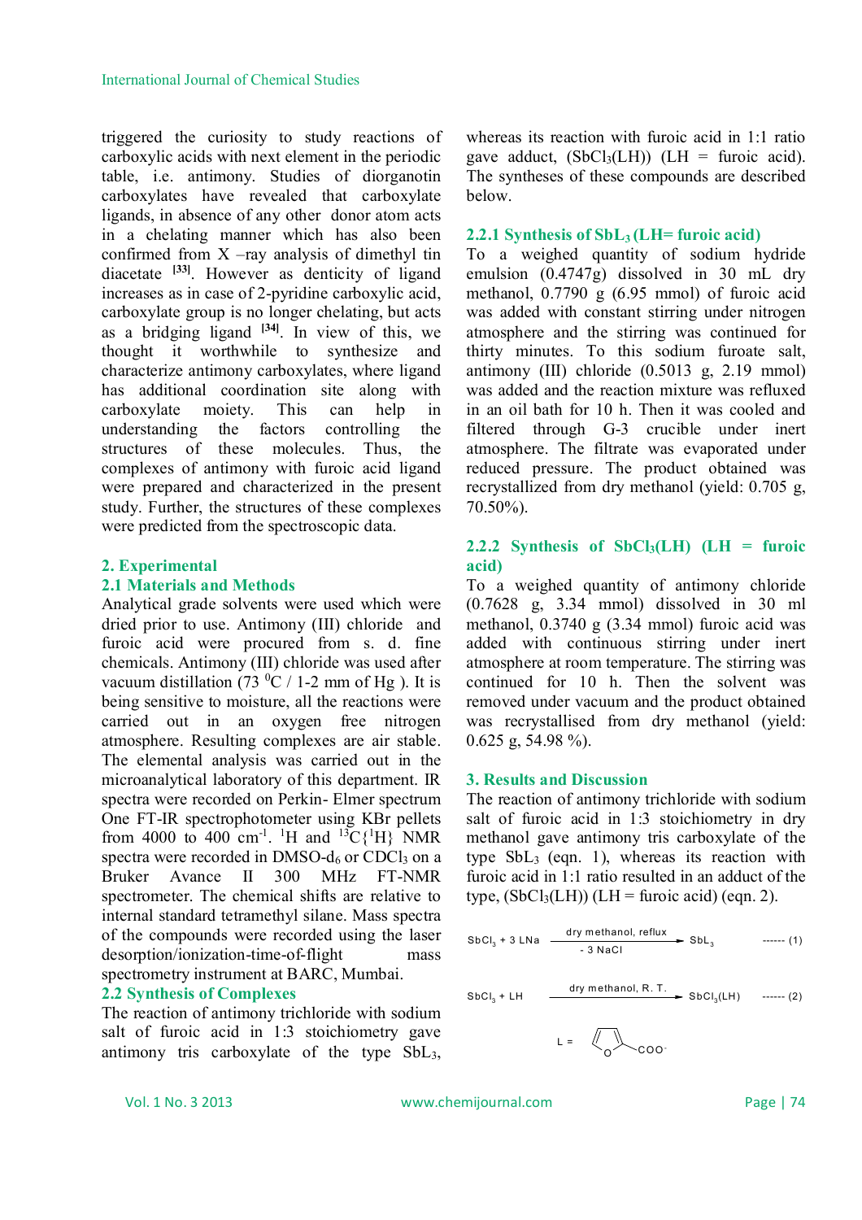triggered the curiosity to study reactions of carboxylic acids with next element in the periodic table, i.e. antimony. Studies of diorganotin carboxylates have revealed that carboxylate ligands, in absence of any other donor atom acts in a chelating manner which has also been confirmed from X –ray analysis of dimethyl tin diacetate [33]. However as denticity of ligand increases as in case of 2-pyridine carboxylic acid, carboxylate group is no longer chelating, but acts as a bridging ligand [34]. In view of this, we thought it worthwhile to synthesize and characterize antimony carboxylates, where ligand has additional coordination site along with carboxylate moiety. This can help in understanding the factors controlling the structures of these molecules. Thus, the complexes of antimony with furoic acid ligand were prepared and characterized in the present study. Further, the structures of these complexes were predicted from the spectroscopic data.

## 2. Experimental

### 2.1 Materials and Methods

Analytical grade solvents were used which were dried prior to use. Antimony (III) chloride and furoic acid were procured from s. d. fine chemicals. Antimony (III) chloride was used after vacuum distillation (73 $^{0}$C / 1-2 mm of Hg ). It is being sensitive to moisture, all the reactions were carried out in an oxygen free nitrogen atmosphere. Resulting complexes are air stable. The elemental analysis was carried out in the microanalytical laboratory of this department. IR spectra were recorded on Perkin- Elmer spectrum One FT-IR spectrophotometer using KBr pellets from 4000 to 400 cm$^{-1}$. $^{1}$H and $^{13}$C{$^{1}$H} NMR spectra were recorded in DMSO-d$_6$ or $CDCl_3$ on a Bruker Avance II 300 MHz FT-NMR spectrometer. The chemical shifts are relative to internal standard tetramethyl silane. Mass spectra of the compounds were recorded using the laser desorption/ionization-time-of-flight mass spectrometry instrument at BARC, Mumbai.

### 2.2 Synthesis of Complexes

The reaction of antimony trichloride with sodium salt of furoic acid in 1:3 stoichiometry gave antimony tris carboxylate of the type $SbL_3$, whereas its reaction with furoic acid in 1:1 ratio gave adduct, ($SbCl_3$(LH)) (LH = furoic acid). The syntheses of these compounds are described below.

#### 2.2.1 Synthesis of $SbL_3$ (LH= furoic acid)

To a weighed quantity of sodium hydride emulsion (0.4747g) dissolved in 30 mL dry methanol, 0.7790 g (6.95 mmol) of furoic acid was added with constant stirring under nitrogen atmosphere and the stirring was continued for thirty minutes. To this sodium furoate salt, antimony (III) chloride (0.5013 g, 2.19 mmol) was added and the reaction mixture was refluxed in an oil bath for 10 h. Then it was cooled and filtered through G-3 crucible under inert atmosphere. The filtrate was evaporated under reduced pressure. The product obtained was recrystallized from dry methanol (yield: 0.705 g, 70.50%).

#### 2.2.2 Synthesis of $SbCl_3$(LH) (LH = furoic acid)

To a weighed quantity of antimony chloride (0.7628 g, 3.34 mmol) dissolved in 30 ml methanol, 0.3740 g (3.34 mmol) furoic acid was added with continuous stirring under inert atmosphere at room temperature. The stirring was continued for 10 h. Then the solvent was removed under vacuum and the product obtained was recrystallised from dry methanol (yield: 0.625 g, 54.98 %).

## 3. Results and Discussion

The reaction of antimony trichloride with sodium salt of furoic acid in 1:3 stoichiometry in dry methanol gave antimony tris carboxylate of the type $SbL_3$ (eqn. 1), whereas its reaction with furoic acid in 1:1 ratio resulted in an adduct of the type, ($SbCl_3$(LH)) (LH = furoic acid) (eqn. 2).

$$SbCl_3 + 3\,LNa \xrightarrow[-\,3\,NaCl]{\text{dry methanol, reflux}} SbL_3 \qquad \text{------ (1)}$$

$$SbCl_3 + LH \xrightarrow{\text{dry methanol, R. T.}} SbCl_3(LH) \qquad \text{------ (2)}$$

L = (furan-2-yl)$COO^-$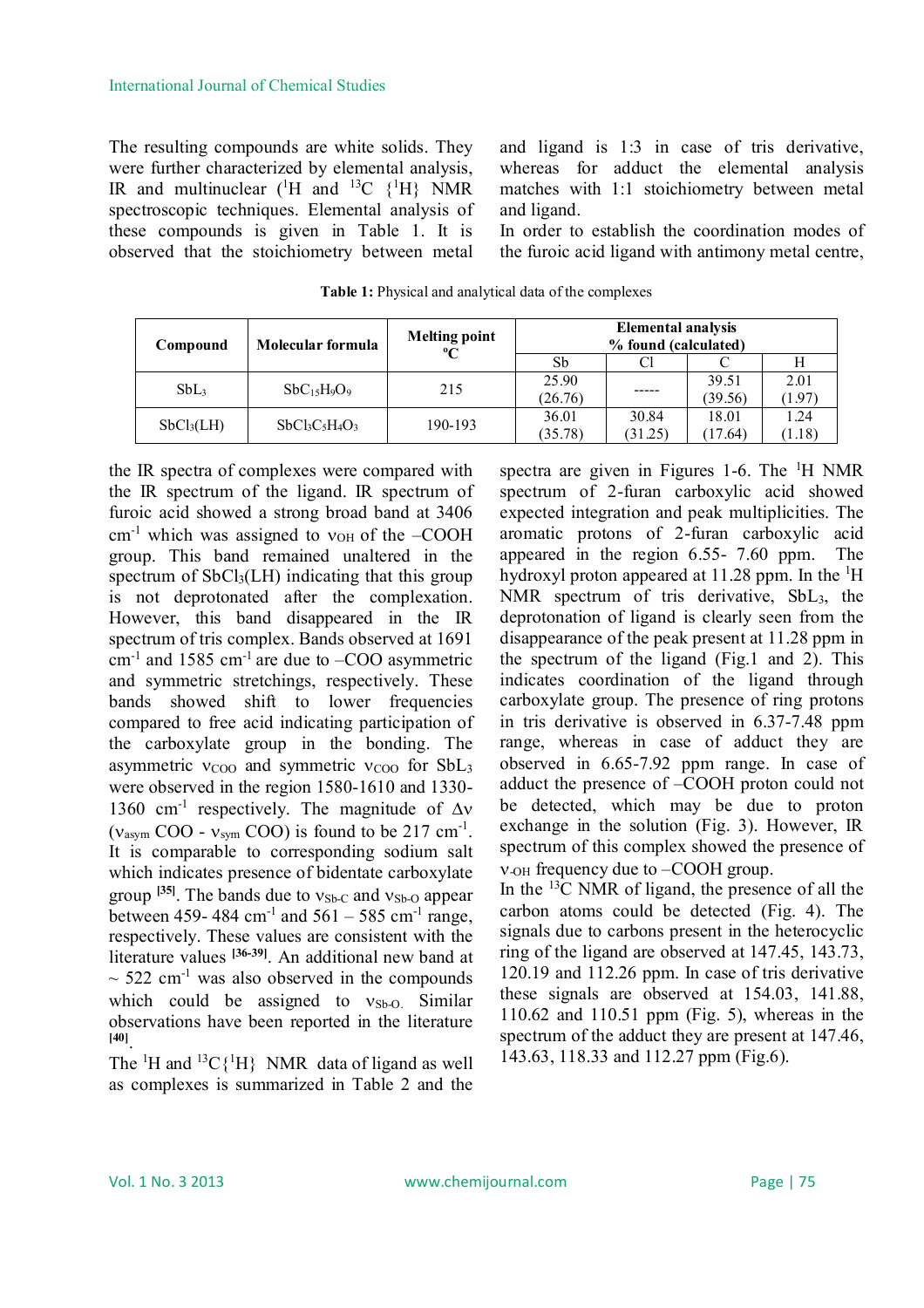The resulting compounds are white solids. They were further characterized by elemental analysis, IR and multinuclear ($^{1}H$ and $^{13}C$ {$^{1}H$} NMR spectroscopic techniques. Elemental analysis of these compounds is given in Table 1. It is observed that the stoichiometry between metal and ligand is 1:3 in case of tris derivative, whereas for adduct the elemental analysis matches with 1:1 stoichiometry between metal and ligand.

In order to establish the coordination modes of the furoic acid ligand with antimony metal centre,

**Table 1:** Physical and analytical data of the complexes

| Compound | Molecular formula | Melting point °C | Elemental analysis % found (calculated) | | | |
|---|---|---|---|---|---|---|
| | | | Sb | Cl | C | H |
| $SbL_3$ | $SbC_{15}H_9O_9$ | 215 | 25.90 (26.76) | ----- | 39.51 (39.56) | 2.01 (1.97) |
| $SbCl_3(LH)$ | $SbCl_3C_5H_4O_3$ | 190-193 | 36.01 (35.78) | 30.84 (31.25) | 18.01 (17.64) | 1.24 (1.18) |

the IR spectra of complexes were compared with the IR spectrum of the ligand. IR spectrum of furoic acid showed a strong broad band at 3406 cm$^{-1}$ which was assigned to $\nu_{OH}$ of the –COOH group. This band remained unaltered in the spectrum of $SbCl_3(LH)$ indicating that this group is not deprotonated after the complexation. However, this band disappeared in the IR spectrum of tris complex. Bands observed at 1691 cm$^{-1}$ and 1585 cm$^{-1}$ are due to –COO asymmetric and symmetric stretchings, respectively. These bands showed shift to lower frequencies compared to free acid indicating participation of the carboxylate group in the bonding. The asymmetric $\nu_{COO}$ and symmetric $\nu_{COO}$ for $SbL_3$ were observed in the region 1580-1610 and 1330-1360 cm$^{-1}$ respectively. The magnitude of $\Delta\nu$ ($\nu_{asym}$ COO - $\nu_{sym}$ COO) is found to be 217 cm$^{-1}$. It is comparable to corresponding sodium salt which indicates presence of bidentate carboxylate group [35]. The bands due to $\nu_{Sb\text{-}C}$ and $\nu_{Sb\text{-}O}$ appear between 459- 484 cm$^{-1}$ and 561 – 585 cm$^{-1}$ range, respectively. These values are consistent with the literature values [36-39]. An additional new band at ~ 522 cm$^{-1}$ was also observed in the compounds which could be assigned to $\nu_{Sb\text{-}O}$. Similar observations have been reported in the literature [40].

The $^{1}H$ and $^{13}C\{^{1}H\}$ NMR data of ligand as well as complexes is summarized in Table 2 and the spectra are given in Figures 1-6. The $^{1}H$ NMR spectrum of 2-furan carboxylic acid showed expected integration and peak multiplicities. The aromatic protons of 2-furan carboxylic acid appeared in the region 6.55- 7.60 ppm. The hydroxyl proton appeared at 11.28 ppm. In the $^{1}H$ NMR spectrum of tris derivative, $SbL_3$, the deprotonation of ligand is clearly seen from the disappearance of the peak present at 11.28 ppm in the spectrum of the ligand (Fig.1 and 2). This indicates coordination of the ligand through carboxylate group. The presence of ring protons in tris derivative is observed in 6.37-7.48 ppm range, whereas in case of adduct they are observed in 6.65-7.92 ppm range. In case of adduct the presence of –COOH proton could not be detected, which may be due to proton exchange in the solution (Fig. 3). However, IR spectrum of this complex showed the presence of $\nu_{\text{-}OH}$ frequency due to –COOH group.

In the $^{13}C$ NMR of ligand, the presence of all the carbon atoms could be detected (Fig. 4). The signals due to carbons present in the heterocyclic ring of the ligand are observed at 147.45, 143.73, 120.19 and 112.26 ppm. In case of tris derivative these signals are observed at 154.03, 141.88, 110.62 and 110.51 ppm (Fig. 5), whereas in the spectrum of the adduct they are present at 147.46, 143.63, 118.33 and 112.27 ppm (Fig.6).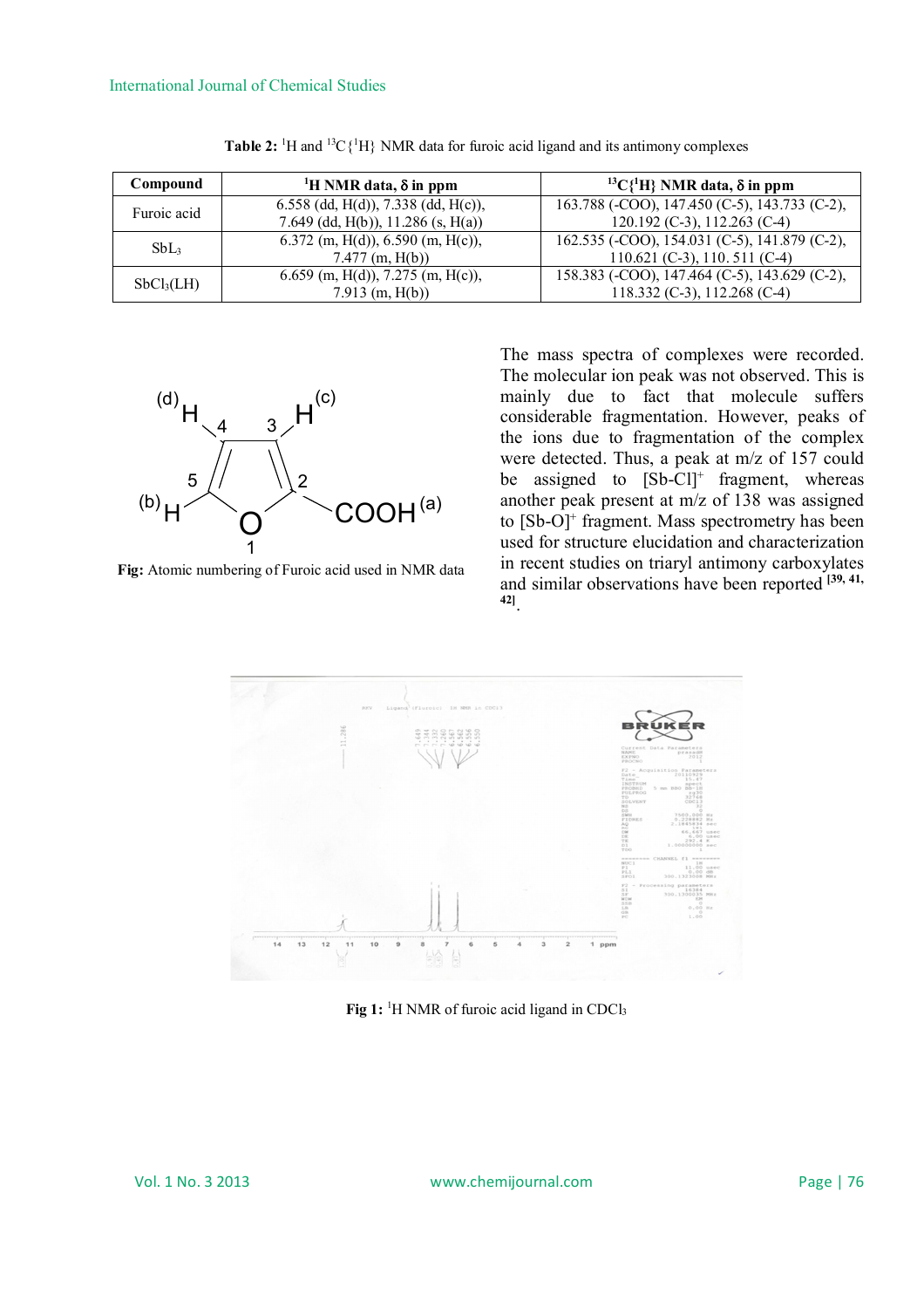**Table 2:** $^{1}H$ and $^{13}C\{^{1}H\}$ NMR data for furoic acid ligand and its antimony complexes

| Compound | $^{1}H$ NMR data, δ in ppm | $^{13}C\{^{1}H\}$ NMR data, δ in ppm |
|---|---|---|
| Furoic acid | 6.558 (dd, H(d)), 7.338 (dd, H(c)), 7.649 (dd, H(b)), 11.286 (s, H(a)) | 163.788 (-COO), 147.450 (C-5), 143.733 (C-2), 120.192 (C-3), 112.263 (C-4) |
| $SbL_3$ | 6.372 (m, H(d)), 6.590 (m, H(c)), 7.477 (m, H(b)) | 162.535 (-COO), 154.031 (C-5), 141.879 (C-2), 110.621 (C-3), 110. 511 (C-4) |
| $SbCl_3(LH)$ | 6.659 (m, H(d)), 7.275 (m, H(c)), 7.913 (m, H(b)) | 158.383 (-COO), 147.464 (C-5), 143.629 (C-2), 118.332 (C-3), 112.268 (C-4) |

**Fig:** Atomic numbering of Furoic acid used in NMR data

The mass spectra of complexes were recorded. The molecular ion peak was not observed. This is mainly due to fact that molecule suffers considerable fragmentation. However, peaks of the ions due to fragmentation of the complex were detected. Thus, a peak at m/z of 157 could be assigned to $[Sb\text{-}Cl]^{+}$ fragment, whereas another peak present at m/z of 138 was assigned to $[Sb\text{-}O]^{+}$ fragment. Mass spectrometry has been used for structure elucidation and characterization in recent studies on triaryl antimony carboxylates and similar observations have been reported [39, 41, 42].

**Fig 1:** $^{1}H$ NMR of furoic acid ligand in $CDCl_3$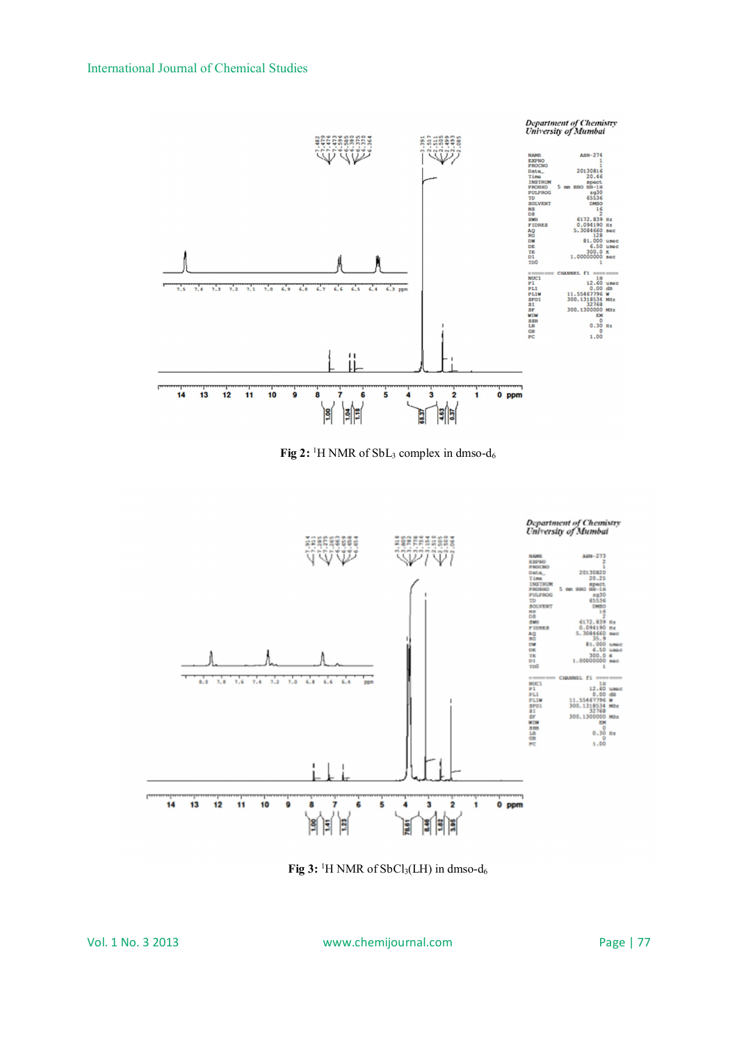Fig 2: $^{1}H$ NMR of $SbL_3$ complex in dmso-$d_6$

Fig 3: $^{1}H$ NMR of $SbCl_3(LH)$ in dmso-$d_6$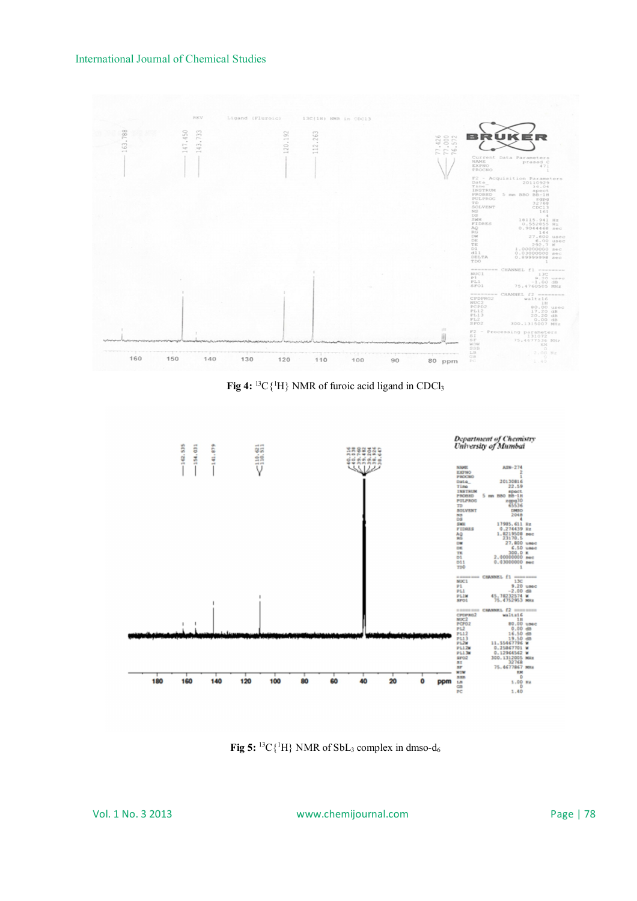Fig 4: $^{13}C\{^1H\}$ NMR of furoic acid ligand in $CDCl_3$

Fig 5: $^{13}C\{^1H\}$ NMR of $SbL_3$ complex in dmso-$d_6$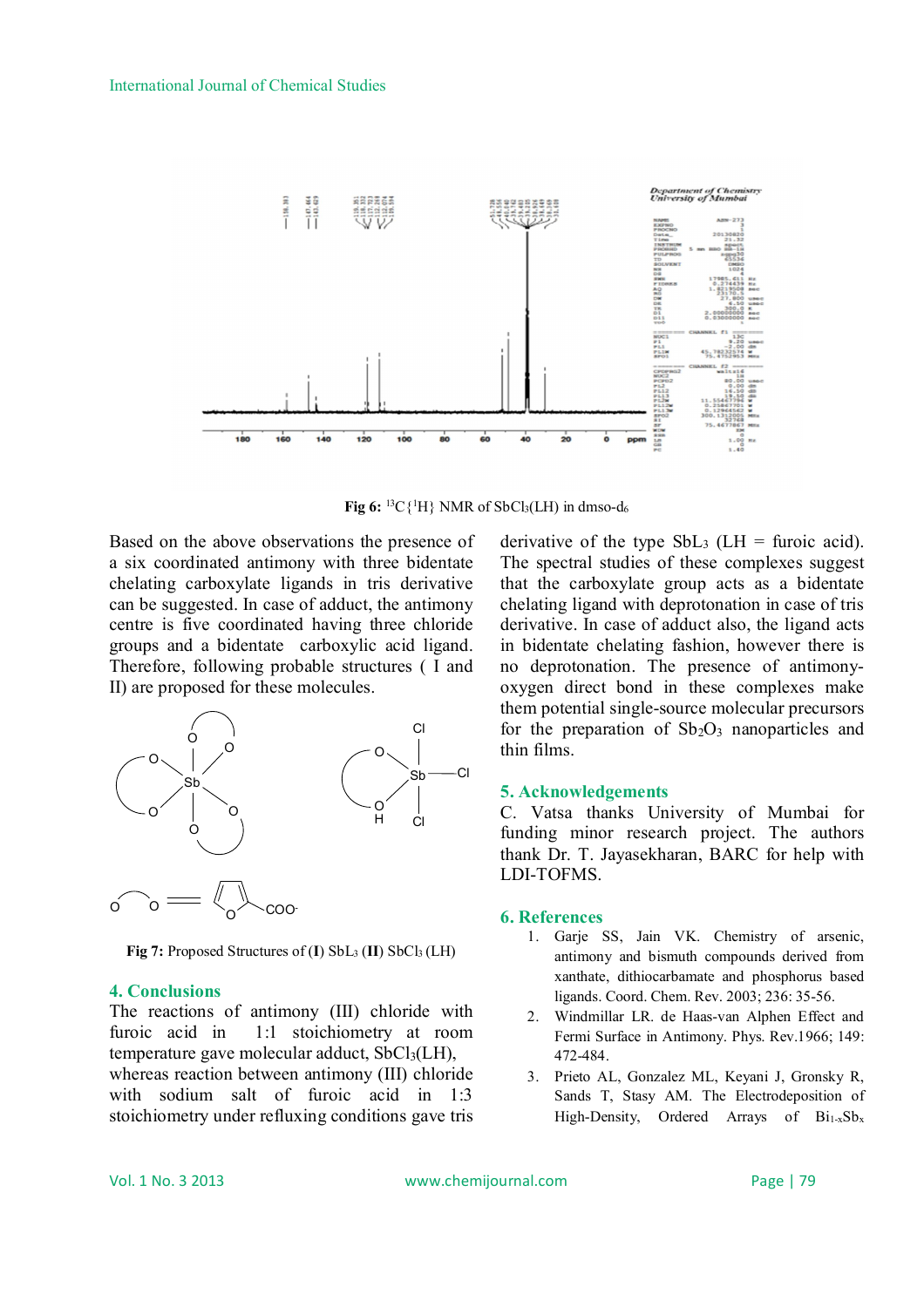Fig 6: $^{13}C\{^1H\}$ NMR of $SbCl_3(LH)$ in dmso-$d_6$

Based on the above observations the presence of a six coordinated antimony with three bidentate chelating carboxylate ligands in tris derivative can be suggested. In case of adduct, the antimony centre is five coordinated having three chloride groups and a bidentate carboxylic acid ligand. Therefore, following probable structures ( I and II) are proposed for these molecules.

Fig 7: Proposed Structures of (I) $SbL_3$ (II) $SbCl_3$ (LH)

## 4. Conclusions

The reactions of antimony (III) chloride with furoic acid in 1:1 stoichiometry at room temperature gave molecular adduct, $SbCl_3(LH)$, whereas reaction between antimony (III) chloride with sodium salt of furoic acid in 1:3 stoichiometry under refluxing conditions gave tris derivative of the type $SbL_3$ (LH = furoic acid). The spectral studies of these complexes suggest that the carboxylate group acts as a bidentate chelating ligand with deprotonation in case of tris derivative. In case of adduct also, the ligand acts in bidentate chelating fashion, however there is no deprotonation. The presence of antimony-oxygen direct bond in these complexes make them potential single-source molecular precursors for the preparation of $Sb_2O_3$ nanoparticles and thin films.

## 5. Acknowledgements

C. Vatsa thanks University of Mumbai for funding minor research project. The authors thank Dr. T. Jayasekharan, BARC for help with LDI-TOFMS.

## 6. References

1. Garje SS, Jain VK. Chemistry of arsenic, antimony and bismuth compounds derived from xanthate, dithiocarbamate and phosphorus based ligands. Coord. Chem. Rev. 2003; 236: 35-56.
2. Windmillar LR. de Haas-van Alphen Effect and Fermi Surface in Antimony. Phys. Rev.1966; 149: 472-484.
3. Prieto AL, Gonzalez ML, Keyani J, Gronsky R, Sands T, Stasy AM. The Electrodeposition of High-Density, Ordered Arrays of $Bi_{1-x}Sb_x$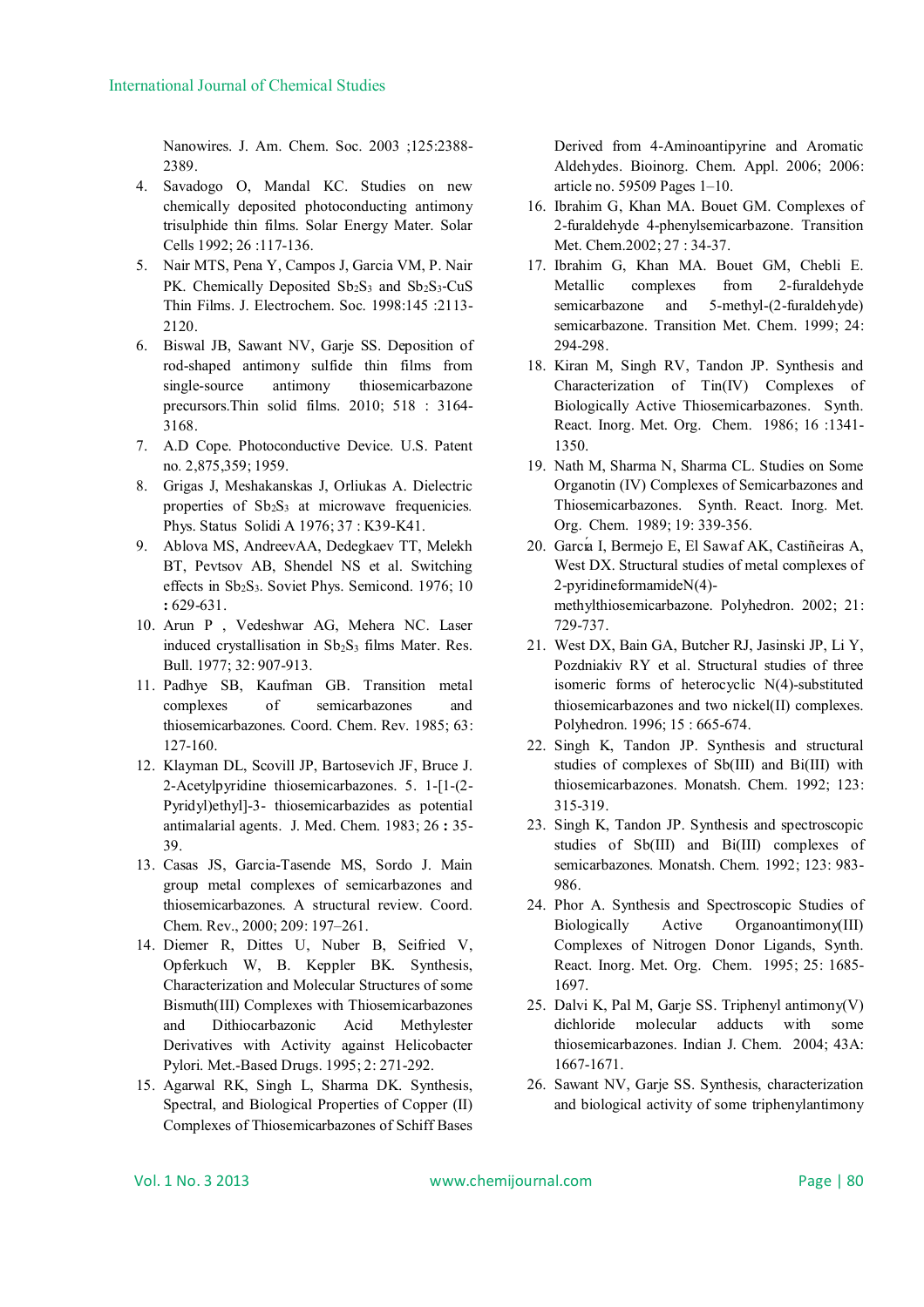Nanowires. J. Am. Chem. Soc. 2003 ;125:2388-2389.

4. Savadogo O, Mandal KC. Studies on new chemically deposited photoconducting antimony trisulphide thin films. Solar Energy Mater. Solar Cells 1992; 26 :117-136.
5. Nair MTS, Pena Y, Campos J, Garcia VM, P. Nair PK. Chemically Deposited $Sb_2S_3$ and $Sb_2S_3$-CuS Thin Films. J. Electrochem. Soc. 1998:145 :2113-2120.
6. Biswal JB, Sawant NV, Garje SS. Deposition of rod-shaped antimony sulfide thin films from single-source antimony thiosemicarbazone precursors.Thin solid films. 2010; 518 : 3164-3168.
7. A.D Cope. Photoconductive Device. U.S. Patent no. 2,875,359; 1959.
8. Grigas J, Meshakanskas J, Orliukas A. Dielectric properties of $Sb_2S_3$ at microwave frequencies. Phys. Status Solidi A 1976; 37 : K39-K41.
9. Ablova MS, AndreevAA, Dedegkaev TT, Melekh BT, Pevtsov AB, Shendel NS et al. Switching effects in $Sb_2S_3$. Soviet Phys. Semicond. 1976; 10 **:** 629-631.
10. Arun P , Vedeshwar AG, Mehera NC. Laser induced crystallisation in $Sb_2S_3$ films Mater. Res. Bull. 1977; 32: 907-913.
11. Padhye SB, Kaufman GB. Transition metal complexes of semicarbazones and thiosemicarbazones. Coord. Chem. Rev. 1985; 63: 127-160.
12. Klayman DL, Scovill JP, Bartosevich JF, Bruce J. 2-Acetylpyridine thiosemicarbazones. 5. 1-[1-(2-Pyridyl)ethyl]-3- thiosemicarbazides as potential antimalarial agents. J. Med. Chem. 1983; 26 **:** 35-39.
13. Casas JS, Garcia-Tasende MS, Sordo J. Main group metal complexes of semicarbazones and thiosemicarbazones. A structural review. Coord. Chem. Rev., 2000; 209: 197–261.
14. Diemer R, Dittes U, Nuber B, Seifried V, Opferkuch W, B. Keppler BK. Synthesis, Characterization and Molecular Structures of some Bismuth(III) Complexes with Thiosemicarbazones and Dithiocarbazonic Acid Methylester Derivatives with Activity against Helicobacter Pylori. Met.-Based Drugs. 1995; 2: 271-292.
15. Agarwal RK, Singh L, Sharma DK. Synthesis, Spectral, and Biological Properties of Copper (II) Complexes of Thiosemicarbazones of Schiff Bases Derived from 4-Aminoantipyrine and Aromatic Aldehydes. Bioinorg. Chem. Appl. 2006; 2006: article no. 59509 Pages 1–10.
16. Ibrahim G, Khan MA. Bouet GM. Complexes of 2-furaldehyde 4-phenylsemicarbazone. Transition Met. Chem.2002; 27 : 34-37.
17. Ibrahim G, Khan MA. Bouet GM, Chebli E. Metallic complexes from 2-furaldehyde semicarbazone and 5-methyl-(2-furaldehyde) semicarbazone. Transition Met. Chem. 1999; 24: 294-298.
18. Kiran M, Singh RV, Tandon JP. Synthesis and Characterization of Tin(IV) Complexes of Biologically Active Thiosemicarbazones. Synth. React. Inorg. Met. Org. Chem. 1986; 16 :1341-1350.
19. Nath M, Sharma N, Sharma CL. Studies on Some Organotin (IV) Complexes of Semicarbazones and Thiosemicarbazones. Synth. React. Inorg. Met. Org. Chem. 1989; 19: 339-356.
20. García I, Bermejo E, El Sawaf AK, Castiñeiras A, West DX. Structural studies of metal complexes of 2-pyridineformamideN(4)-methylthiosemicarbazone. Polyhedron. 2002; 21: 729-737.
21. West DX, Bain GA, Butcher RJ, Jasinski JP, Li Y, Pozdniakiv RY et al. Structural studies of three isomeric forms of heterocyclic N(4)-substituted thiosemicarbazones and two nickel(II) complexes. Polyhedron. 1996; 15 : 665-674.
22. Singh K, Tandon JP. Synthesis and structural studies of complexes of Sb(III) and Bi(III) with thiosemicarbazones. Monatsh. Chem. 1992; 123: 315-319.
23. Singh K, Tandon JP. Synthesis and spectroscopic studies of Sb(III) and Bi(III) complexes of semicarbazones. Monatsh. Chem. 1992; 123: 983-986.
24. Phor A. Synthesis and Spectroscopic Studies of Biologically Active Organoantimony(III) Complexes of Nitrogen Donor Ligands, Synth. React. Inorg. Met. Org. Chem. 1995; 25: 1685-1697.
25. Dalvi K, Pal M, Garje SS. Triphenyl antimony(V) dichloride molecular adducts with some thiosemicarbazones. Indian J. Chem. 2004; 43A: 1667-1671.
26. Sawant NV, Garje SS. Synthesis, characterization and biological activity of some triphenylantimony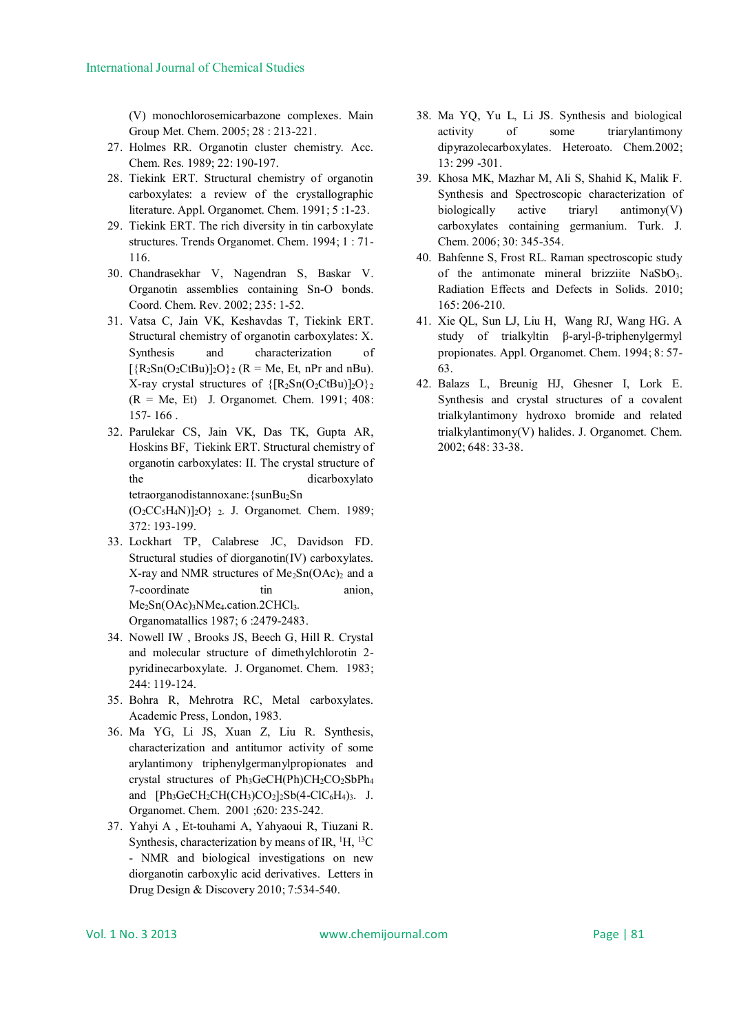(V) monochlorosemicarbazone complexes. Main Group Met. Chem. 2005; 28 : 213-221.

27. Holmes RR. Organotin cluster chemistry. Acc. Chem. Res. 1989; 22: 190-197.
28. Tiekink ERT. Structural chemistry of organotin carboxylates: a review of the crystallographic literature. Appl. Organomet. Chem. 1991; 5 :1-23.
29. Tiekink ERT. The rich diversity in tin carboxylate structures. Trends Organomet. Chem. 1994; 1 : 71-116.
30. Chandrasekhar V, Nagendran S, Baskar V. Organotin assemblies containing Sn-O bonds. Coord. Chem. Rev. 2002; 235: 1-52.
31. Vatsa C, Jain VK, Keshavdas T, Tiekink ERT. Structural chemistry of organotin carboxylates: X. Synthesis and characterization of $[\{R_2Sn(O_2CtBu)]_2O\}_2$ (R = Me, Et, nPr and nBu). X-ray crystal structures of $\{[R_2Sn(O_2CtBu)]_2O\}_2$ (R = Me, Et) J. Organomet. Chem. 1991; 408: 157- 166 .
32. Parulekar CS, Jain VK, Das TK, Gupta AR, Hoskins BF, Tiekink ERT. Structural chemistry of organotin carboxylates: II. The crystal structure of the dicarboxylato tetraorganodistannoxane:$\{sunBu_2Sn(O_2CC_5H_4N)]_2O\}_2$. J. Organomet. Chem. 1989; 372: 193-199.
33. Lockhart TP, Calabrese JC, Davidson FD. Structural studies of diorganotin(IV) carboxylates. X-ray and NMR structures of $Me_2Sn(OAc)_2$ and a 7-coordinate tin anion, $Me_2Sn(OAc)_3NMe_4$.cation.$2CHCl_3$. Organomatallics 1987; 6 :2479-2483.
34. Nowell IW , Brooks JS, Beech G, Hill R. Crystal and molecular structure of dimethylchlorotin 2-pyridinecarboxylate. J. Organomet. Chem. 1983; 244: 119-124.
35. Bohra R, Mehrotra RC, Metal carboxylates. Academic Press, London, 1983.
36. Ma YG, Li JS, Xuan Z, Liu R. Synthesis, characterization and antitumor activity of some arylantimony triphenylgermanylpropionates and crystal structures of $Ph_3GeCH(Ph)CH_2CO_2SbPh_4$ and $[Ph_3GeCH_2CH(CH_3)CO_2]_2Sb(4\text{-}ClC_6H_4)_3$. J. Organomet. Chem. 2001 ;620: 235-242.
37. Yahyi A , Et-touhami A, Yahyaoui R, Tiuzani R. Synthesis, characterization by means of IR, $^1H$, $^{13}C$ - NMR and biological investigations on new diorganotin carboxylic acid derivatives. Letters in Drug Design & Discovery 2010; 7:534-540.
38. Ma YQ, Yu L, Li JS. Synthesis and biological activity of some triarylantimony dipyrazolecarboxylates. Heteroato. Chem.2002; 13: 299 -301.
39. Khosa MK, Mazhar M, Ali S, Shahid K, Malik F. Synthesis and Spectroscopic characterization of biologically active triaryl antimony(V) carboxylates containing germanium. Turk. J. Chem. 2006; 30: 345-354.
40. Bahfenne S, Frost RL. Raman spectroscopic study of the antimonate mineral brizziite $NaSbO_3$. Radiation Effects and Defects in Solids. 2010; 165: 206-210.
41. Xie QL, Sun LJ, Liu H, Wang RJ, Wang HG. A study of trialkyltin β-aryl-β-triphenylgermyl propionates. Appl. Organomet. Chem. 1994; 8: 57-63.
42. Balazs L, Breunig HJ, Ghesner I, Lork E. Synthesis and crystal structures of a covalent trialkylantimony hydroxo bromide and related trialkylantimony(V) halides. J. Organomet. Chem. 2002; 648: 33-38.